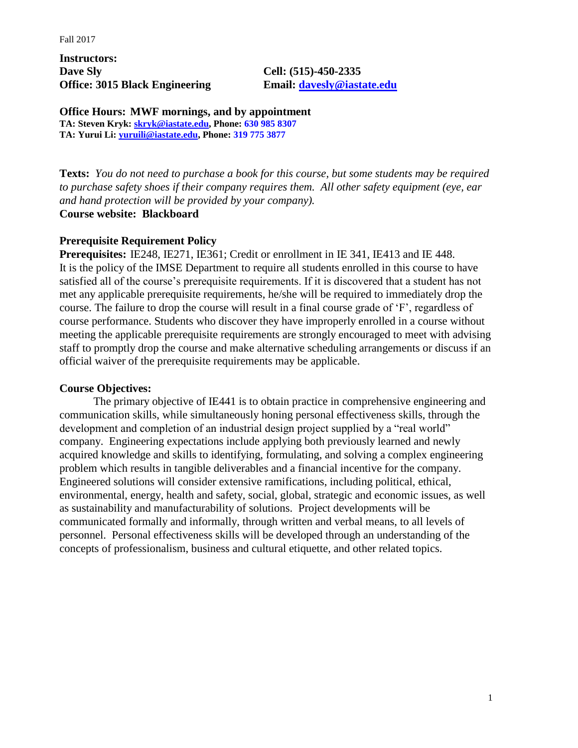Fall 2017

**Instructors:**

**Dave Sly** | **Cell: (515)-450-2335**

**Office: 3015 Black Engineering** | **Email: davesly@iastate.edu**

**Office Hours: MWF mornings, and by appointment**

**TA: Steven Kryk: skryk@iastate.edu, Phone: 630 985 8307**

**TA: Yurui Li: yuruili@iastate.edu, Phone: 319 775 3877**

**Texts:** *You do not need to purchase a book for this course, but some students may be required to purchase safety shoes if their company requires them. All other safety equipment (eye, ear and hand protection will be provided by your company).*

**Course website: Blackboard**

## Prerequisite Requirement Policy

**Prerequisites:** IE248, IE271, IE361; Credit or enrollment in IE 341, IE413 and IE 448. It is the policy of the IMSE Department to require all students enrolled in this course to have satisfied all of the course's prerequisite requirements. If it is discovered that a student has not met any applicable prerequisite requirements, he/she will be required to immediately drop the course. The failure to drop the course will result in a final course grade of 'F', regardless of course performance. Students who discover they have improperly enrolled in a course without meeting the applicable prerequisite requirements are strongly encouraged to meet with advising staff to promptly drop the course and make alternative scheduling arrangements or discuss if an official waiver of the prerequisite requirements may be applicable.

## Course Objectives:

The primary objective of IE441 is to obtain practice in comprehensive engineering and communication skills, while simultaneously honing personal effectiveness skills, through the development and completion of an industrial design project supplied by a "real world" company. Engineering expectations include applying both previously learned and newly acquired knowledge and skills to identifying, formulating, and solving a complex engineering problem which results in tangible deliverables and a financial incentive for the company. Engineered solutions will consider extensive ramifications, including political, ethical, environmental, energy, health and safety, social, global, strategic and economic issues, as well as sustainability and manufacturability of solutions. Project developments will be communicated formally and informally, through written and verbal means, to all levels of personnel. Personal effectiveness skills will be developed through an understanding of the concepts of professionalism, business and cultural etiquette, and other related topics.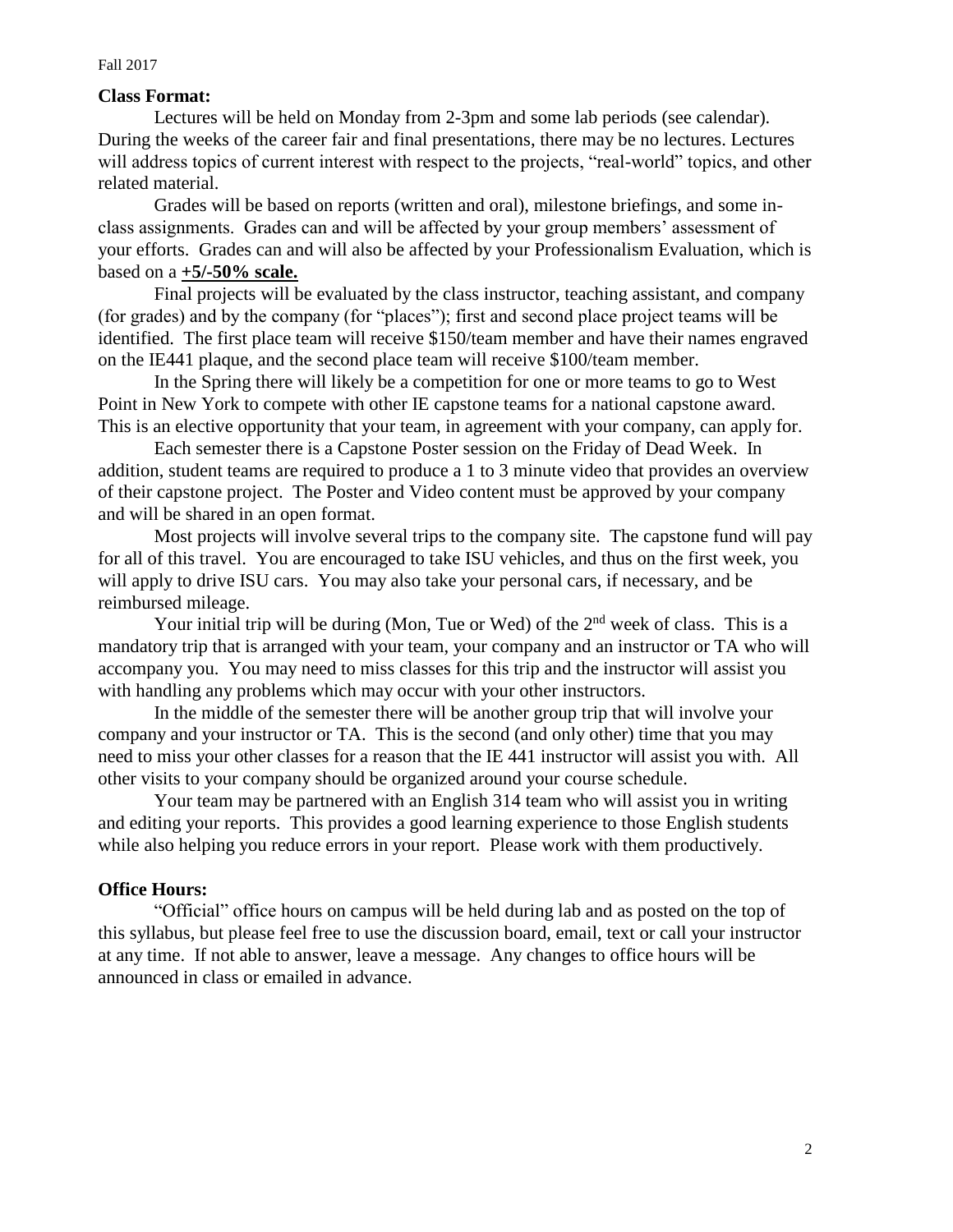**Class Format:**

Lectures will be held on Monday from 2-3pm and some lab periods (see calendar). During the weeks of the career fair and final presentations, there may be no lectures. Lectures will address topics of current interest with respect to the projects, "real-world" topics, and other related material.

Grades will be based on reports (written and oral), milestone briefings, and some in-class assignments. Grades can and will be affected by your group members' assessment of your efforts. Grades can and will also be affected by your Professionalism Evaluation, which is based on a **+5/-50% scale.**

Final projects will be evaluated by the class instructor, teaching assistant, and company (for grades) and by the company (for "places"); first and second place project teams will be identified. The first place team will receive $150/team member and have their names engraved on the IE441 plaque, and the second place team will receive $100/team member.

In the Spring there will likely be a competition for one or more teams to go to West Point in New York to compete with other IE capstone teams for a national capstone award. This is an elective opportunity that your team, in agreement with your company, can apply for.

Each semester there is a Capstone Poster session on the Friday of Dead Week. In addition, student teams are required to produce a 1 to 3 minute video that provides an overview of their capstone project. The Poster and Video content must be approved by your company and will be shared in an open format.

Most projects will involve several trips to the company site. The capstone fund will pay for all of this travel. You are encouraged to take ISU vehicles, and thus on the first week, you will apply to drive ISU cars. You may also take your personal cars, if necessary, and be reimbursed mileage.

Your initial trip will be during (Mon, Tue or Wed) of the 2nd week of class. This is a mandatory trip that is arranged with your team, your company and an instructor or TA who will accompany you. You may need to miss classes for this trip and the instructor will assist you with handling any problems which may occur with your other instructors.

In the middle of the semester there will be another group trip that will involve your company and your instructor or TA. This is the second (and only other) time that you may need to miss your other classes for a reason that the IE 441 instructor will assist you with. All other visits to your company should be organized around your course schedule.

Your team may be partnered with an English 314 team who will assist you in writing and editing your reports. This provides a good learning experience to those English students while also helping you reduce errors in your report. Please work with them productively.

**Office Hours:**

"Official" office hours on campus will be held during lab and as posted on the top of this syllabus, but please feel free to use the discussion board, email, text or call your instructor at any time. If not able to answer, leave a message. Any changes to office hours will be announced in class or emailed in advance.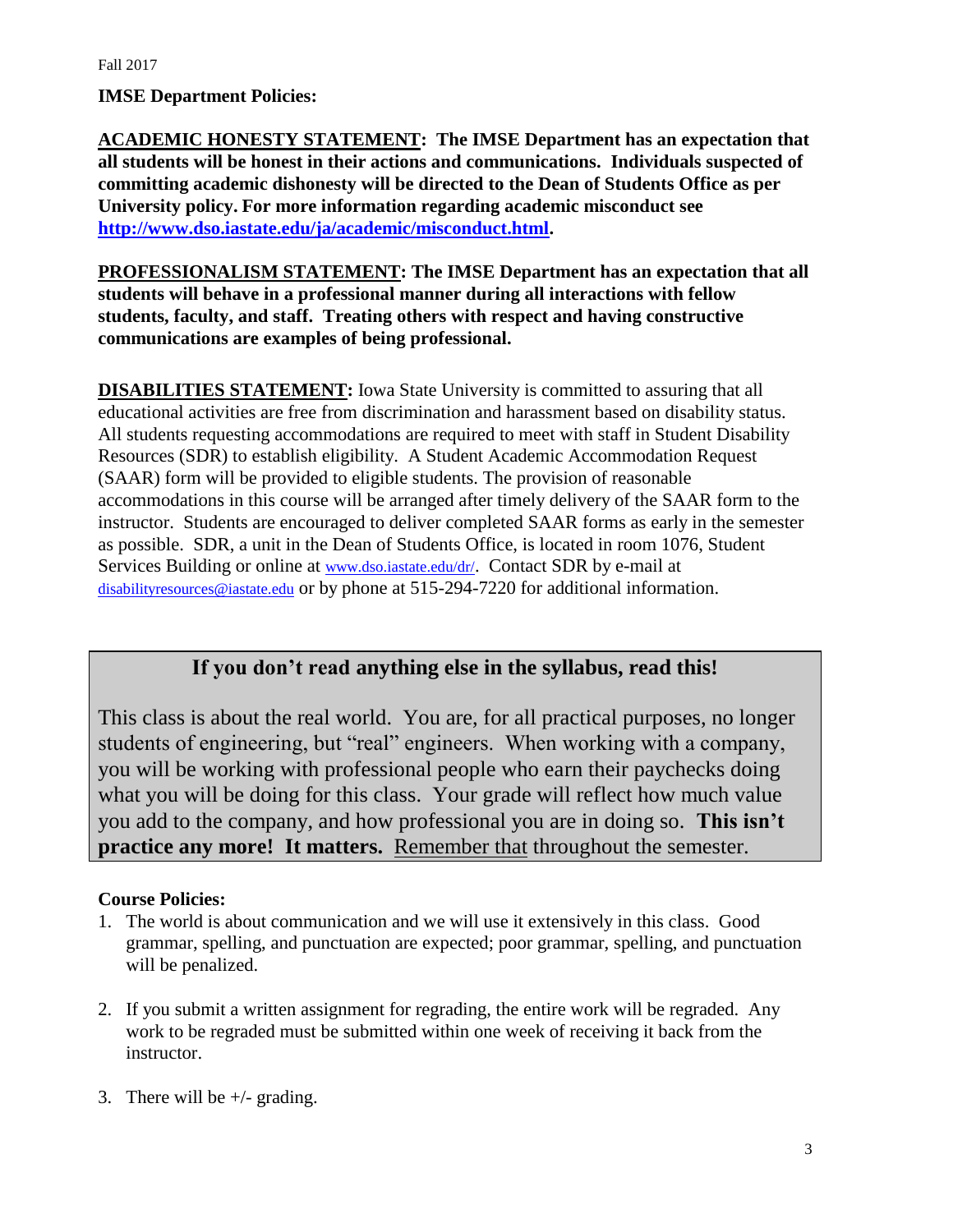Fall 2017

**IMSE Department Policies:**

**ACADEMIC HONESTY STATEMENT: The IMSE Department has an expectation that all students will be honest in their actions and communications. Individuals suspected of committing academic dishonesty will be directed to the Dean of Students Office as per University policy. For more information regarding academic misconduct see [http://www.dso.iastate.edu/ja/academic/misconduct.html](http://www.dso.iastate.edu/ja/academic/misconduct.html).**

**PROFESSIONALISM STATEMENT: The IMSE Department has an expectation that all students will behave in a professional manner during all interactions with fellow students, faculty, and staff. Treating others with respect and having constructive communications are examples of being professional.**

**DISABILITIES STATEMENT:** Iowa State University is committed to assuring that all educational activities are free from discrimination and harassment based on disability status. All students requesting accommodations are required to meet with staff in Student Disability Resources (SDR) to establish eligibility. A Student Academic Accommodation Request (SAAR) form will be provided to eligible students. The provision of reasonable accommodations in this course will be arranged after timely delivery of the SAAR form to the instructor. Students are encouraged to deliver completed SAAR forms as early in the semester as possible. SDR, a unit in the Dean of Students Office, is located in room 1076, Student Services Building or online at [www.dso.iastate.edu/dr/](http://www.dso.iastate.edu/dr/). Contact SDR by e-mail at [disabilityresources@iastate.edu](mailto:disabilityresources@iastate.edu) or by phone at 515-294-7220 for additional information.

> **If you don't read anything else in the syllabus, read this!**
>
> This class is about the real world. You are, for all practical purposes, no longer students of engineering, but "real" engineers. When working with a company, you will be working with professional people who earn their paychecks doing what you will be doing for this class. Your grade will reflect how much value you add to the company, and how professional you are in doing so. **This isn't practice any more! It matters.** Remember that throughout the semester.

**Course Policies:**

1. The world is about communication and we will use it extensively in this class. Good grammar, spelling, and punctuation are expected; poor grammar, spelling, and punctuation will be penalized.

2. If you submit a written assignment for regrading, the entire work will be regraded. Any work to be regraded must be submitted within one week of receiving it back from the instructor.

3. There will be +/- grading.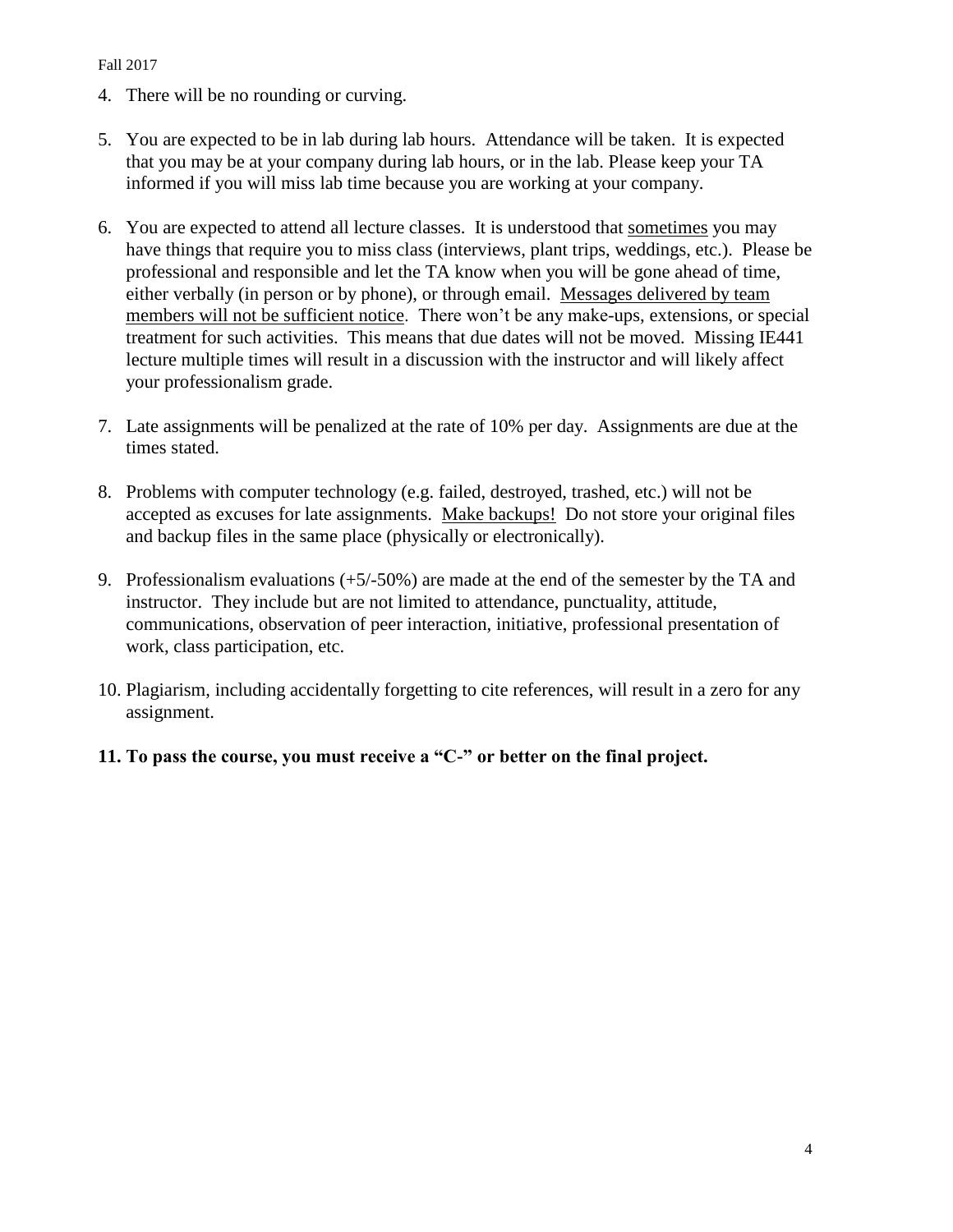4. There will be no rounding or curving.

5. You are expected to be in lab during lab hours. Attendance will be taken. It is expected that you may be at your company during lab hours, or in the lab. Please keep your TA informed if you will miss lab time because you are working at your company.

6. You are expected to attend all lecture classes. It is understood that <u>sometimes</u> you may have things that require you to miss class (interviews, plant trips, weddings, etc.). Please be professional and responsible and let the TA know when you will be gone ahead of time, either verbally (in person or by phone), or through email. <u>Messages delivered by team members will not be sufficient notice</u>. There won't be any make-ups, extensions, or special treatment for such activities. This means that due dates will not be moved. Missing IE441 lecture multiple times will result in a discussion with the instructor and will likely affect your professionalism grade.

7. Late assignments will be penalized at the rate of 10% per day. Assignments are due at the times stated.

8. Problems with computer technology (e.g. failed, destroyed, trashed, etc.) will not be accepted as excuses for late assignments. <u>Make backups!</u> Do not store your original files and backup files in the same place (physically or electronically).

9. Professionalism evaluations (+5/-50%) are made at the end of the semester by the TA and instructor. They include but are not limited to attendance, punctuality, attitude, communications, observation of peer interaction, initiative, professional presentation of work, class participation, etc.

10. Plagiarism, including accidentally forgetting to cite references, will result in a zero for any assignment.

11. **To pass the course, you must receive a "C-" or better on the final project.**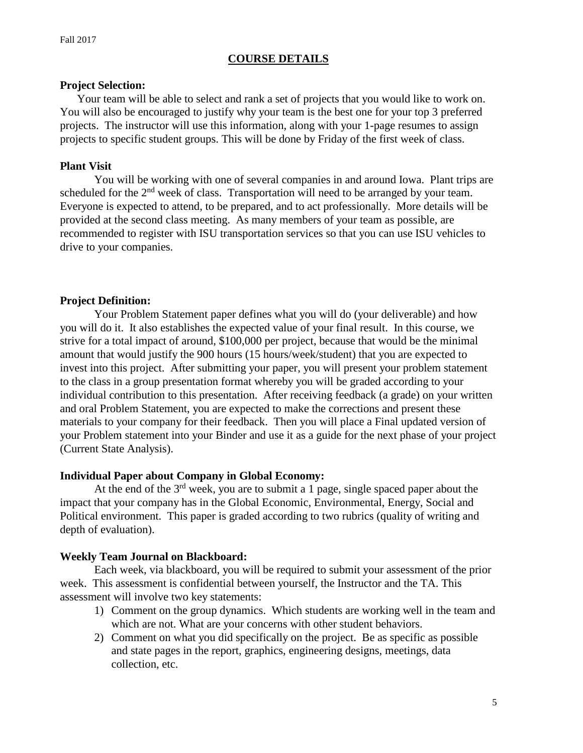## COURSE DETAILS

**Project Selection:**

Your team will be able to select and rank a set of projects that you would like to work on. You will also be encouraged to justify why your team is the best one for your top 3 preferred projects. The instructor will use this information, along with your 1-page resumes to assign projects to specific student groups. This will be done by Friday of the first week of class.

**Plant Visit**

You will be working with one of several companies in and around Iowa. Plant trips are scheduled for the 2nd week of class. Transportation will need to be arranged by your team. Everyone is expected to attend, to be prepared, and to act professionally. More details will be provided at the second class meeting. As many members of your team as possible, are recommended to register with ISU transportation services so that you can use ISU vehicles to drive to your companies.

**Project Definition:**

Your Problem Statement paper defines what you will do (your deliverable) and how you will do it. It also establishes the expected value of your final result. In this course, we strive for a total impact of around, $100,000 per project, because that would be the minimal amount that would justify the 900 hours (15 hours/week/student) that you are expected to invest into this project. After submitting your paper, you will present your problem statement to the class in a group presentation format whereby you will be graded according to your individual contribution to this presentation. After receiving feedback (a grade) on your written and oral Problem Statement, you are expected to make the corrections and present these materials to your company for their feedback. Then you will place a Final updated version of your Problem statement into your Binder and use it as a guide for the next phase of your project (Current State Analysis).

**Individual Paper about Company in Global Economy:**

At the end of the 3rd week, you are to submit a 1 page, single spaced paper about the impact that your company has in the Global Economic, Environmental, Energy, Social and Political environment. This paper is graded according to two rubrics (quality of writing and depth of evaluation).

**Weekly Team Journal on Blackboard:**

Each week, via blackboard, you will be required to submit your assessment of the prior week. This assessment is confidential between yourself, the Instructor and the TA. This assessment will involve two key statements:

1) Comment on the group dynamics. Which students are working well in the team and which are not. What are your concerns with other student behaviors.
2) Comment on what you did specifically on the project. Be as specific as possible and state pages in the report, graphics, engineering designs, meetings, data collection, etc.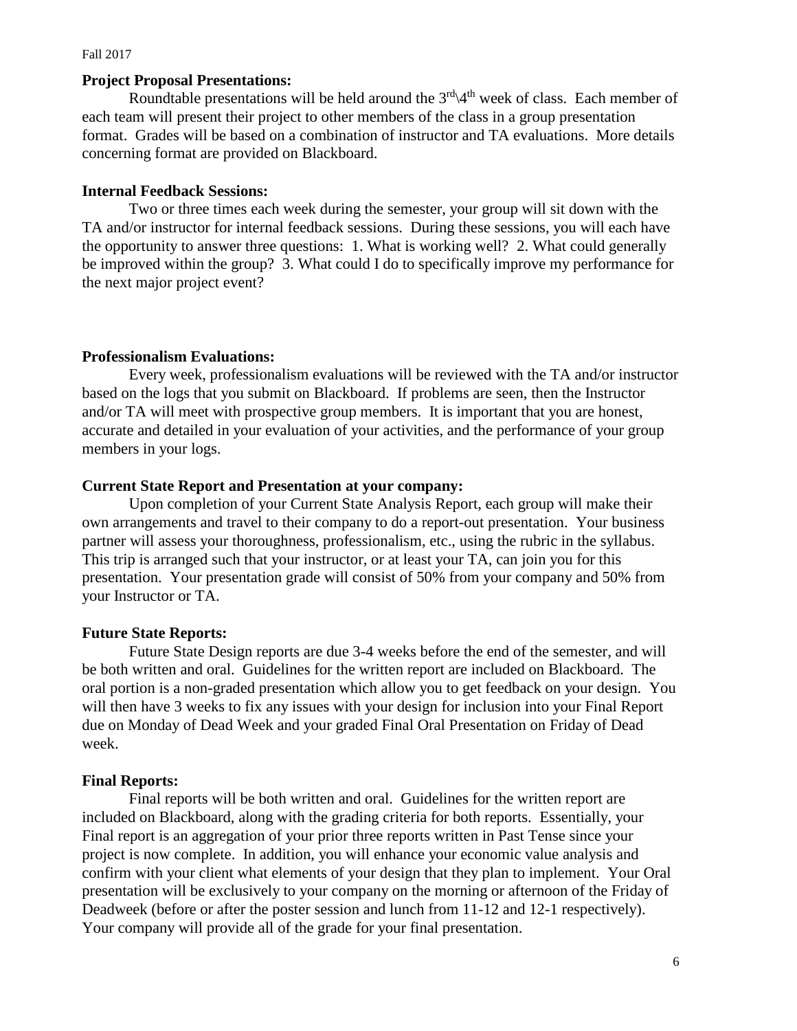**Project Proposal Presentations:**

Roundtable presentations will be held around the 3rd\4th week of class. Each member of each team will present their project to other members of the class in a group presentation format. Grades will be based on a combination of instructor and TA evaluations. More details concerning format are provided on Blackboard.

**Internal Feedback Sessions:**

Two or three times each week during the semester, your group will sit down with the TA and/or instructor for internal feedback sessions. During these sessions, you will each have the opportunity to answer three questions: 1. What is working well? 2. What could generally be improved within the group? 3. What could I do to specifically improve my performance for the next major project event?

**Professionalism Evaluations:**

Every week, professionalism evaluations will be reviewed with the TA and/or instructor based on the logs that you submit on Blackboard. If problems are seen, then the Instructor and/or TA will meet with prospective group members. It is important that you are honest, accurate and detailed in your evaluation of your activities, and the performance of your group members in your logs.

**Current State Report and Presentation at your company:**

Upon completion of your Current State Analysis Report, each group will make their own arrangements and travel to their company to do a report-out presentation. Your business partner will assess your thoroughness, professionalism, etc., using the rubric in the syllabus. This trip is arranged such that your instructor, or at least your TA, can join you for this presentation. Your presentation grade will consist of 50% from your company and 50% from your Instructor or TA.

**Future State Reports:**

Future State Design reports are due 3-4 weeks before the end of the semester, and will be both written and oral. Guidelines for the written report are included on Blackboard. The oral portion is a non-graded presentation which allow you to get feedback on your design. You will then have 3 weeks to fix any issues with your design for inclusion into your Final Report due on Monday of Dead Week and your graded Final Oral Presentation on Friday of Dead week.

**Final Reports:**

Final reports will be both written and oral. Guidelines for the written report are included on Blackboard, along with the grading criteria for both reports. Essentially, your Final report is an aggregation of your prior three reports written in Past Tense since your project is now complete. In addition, you will enhance your economic value analysis and confirm with your client what elements of your design that they plan to implement. Your Oral presentation will be exclusively to your company on the morning or afternoon of the Friday of Deadweek (before or after the poster session and lunch from 11-12 and 12-1 respectively). Your company will provide all of the grade for your final presentation.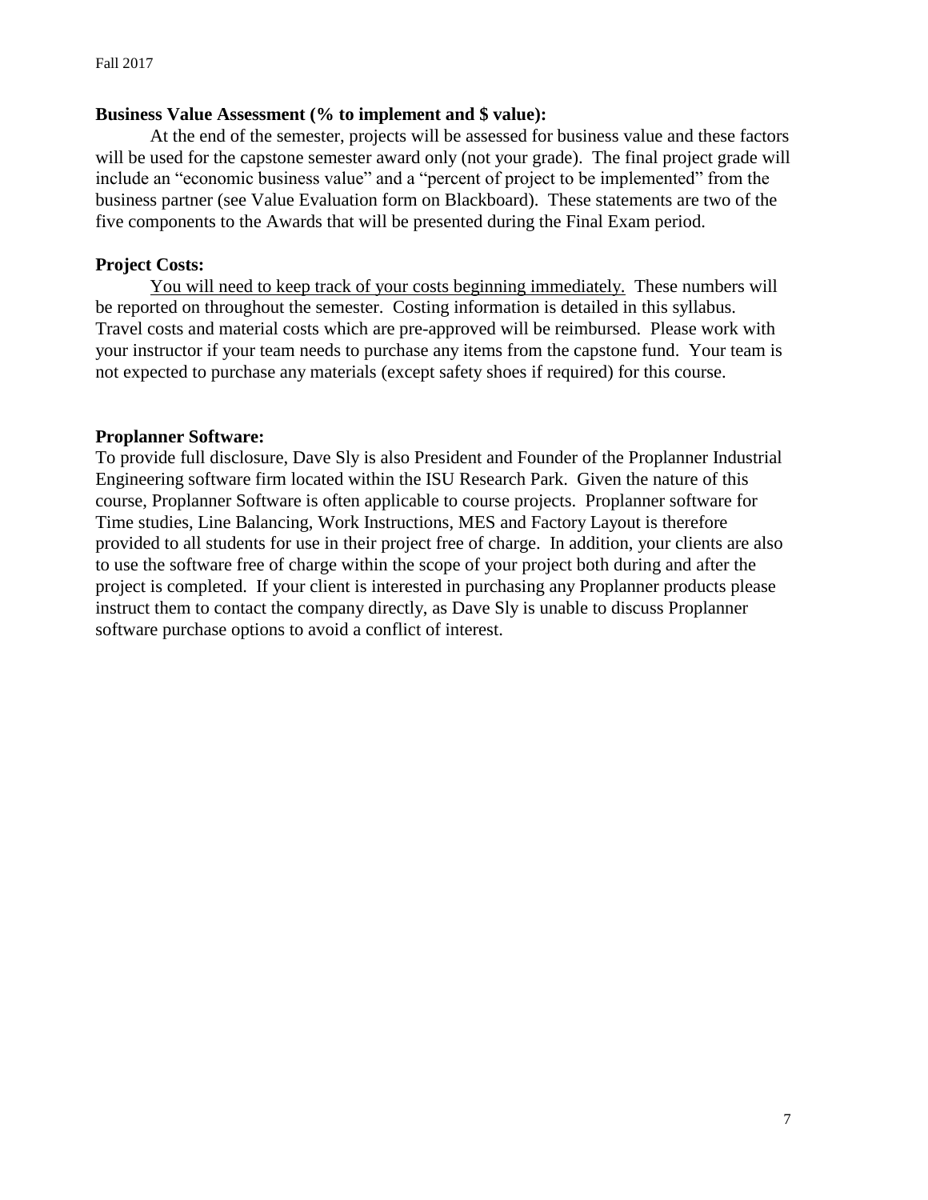**Business Value Assessment (% to implement and $ value):**

At the end of the semester, projects will be assessed for business value and these factors will be used for the capstone semester award only (not your grade). The final project grade will include an "economic business value" and a "percent of project to be implemented" from the business partner (see Value Evaluation form on Blackboard). These statements are two of the five components to the Awards that will be presented during the Final Exam period.

**Project Costs:**

<u>You will need to keep track of your costs beginning immediately.</u> These numbers will be reported on throughout the semester. Costing information is detailed in this syllabus. Travel costs and material costs which are pre-approved will be reimbursed. Please work with your instructor if your team needs to purchase any items from the capstone fund. Your team is not expected to purchase any materials (except safety shoes if required) for this course.

**Proplanner Software:**

To provide full disclosure, Dave Sly is also President and Founder of the Proplanner Industrial Engineering software firm located within the ISU Research Park. Given the nature of this course, Proplanner Software is often applicable to course projects. Proplanner software for Time studies, Line Balancing, Work Instructions, MES and Factory Layout is therefore provided to all students for use in their project free of charge. In addition, your clients are also to use the software free of charge within the scope of your project both during and after the project is completed. If your client is interested in purchasing any Proplanner products please instruct them to contact the company directly, as Dave Sly is unable to discuss Proplanner software purchase options to avoid a conflict of interest.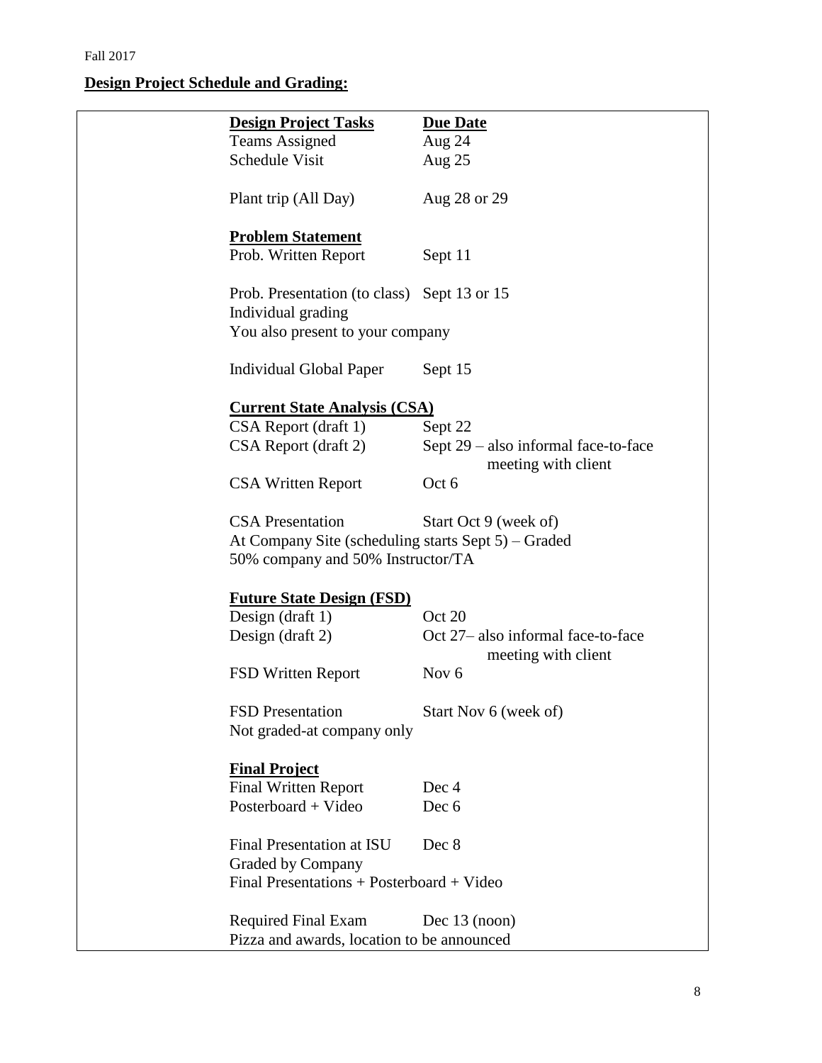Fall 2017

**Design Project Schedule and Grading:**

| **Design Project Tasks** | **Due Date** |
|---|---|
| Teams Assigned | Aug 24 |
| Schedule Visit | Aug 25 |
| Plant trip (All Day) | Aug 28 or 29 |
| **Problem Statement** | |
| Prob. Written Report | Sept 11 |
| Prob. Presentation (to class) | Sept 13 or 15 |
| Individual grading | |
| You also present to your company | |
| Individual Global Paper | Sept 15 |
| **Current State Analysis (CSA)** | |
| CSA Report (draft 1) | Sept 22 |
| CSA Report (draft 2) | Sept 29 – also informal face-to-face meeting with client |
| CSA Written Report | Oct 6 |
| CSA Presentation | Start Oct 9 (week of) |
| At Company Site (scheduling starts Sept 5) – Graded 50% company and 50% Instructor/TA | |
| **Future State Design (FSD)** | |
| Design (draft 1) | Oct 20 |
| Design (draft 2) | Oct 27– also informal face-to-face meeting with client |
| FSD Written Report | Nov 6 |
| FSD Presentation | Start Nov 6 (week of) |
| Not graded-at company only | |
| **Final Project** | |
| Final Written Report | Dec 4 |
| Posterboard + Video | Dec 6 |
| Final Presentation at ISU | Dec 8 |
| Graded by Company | |
| Final Presentations + Posterboard + Video | |
| Required Final Exam | Dec 13 (noon) |
| Pizza and awards, location to be announced | |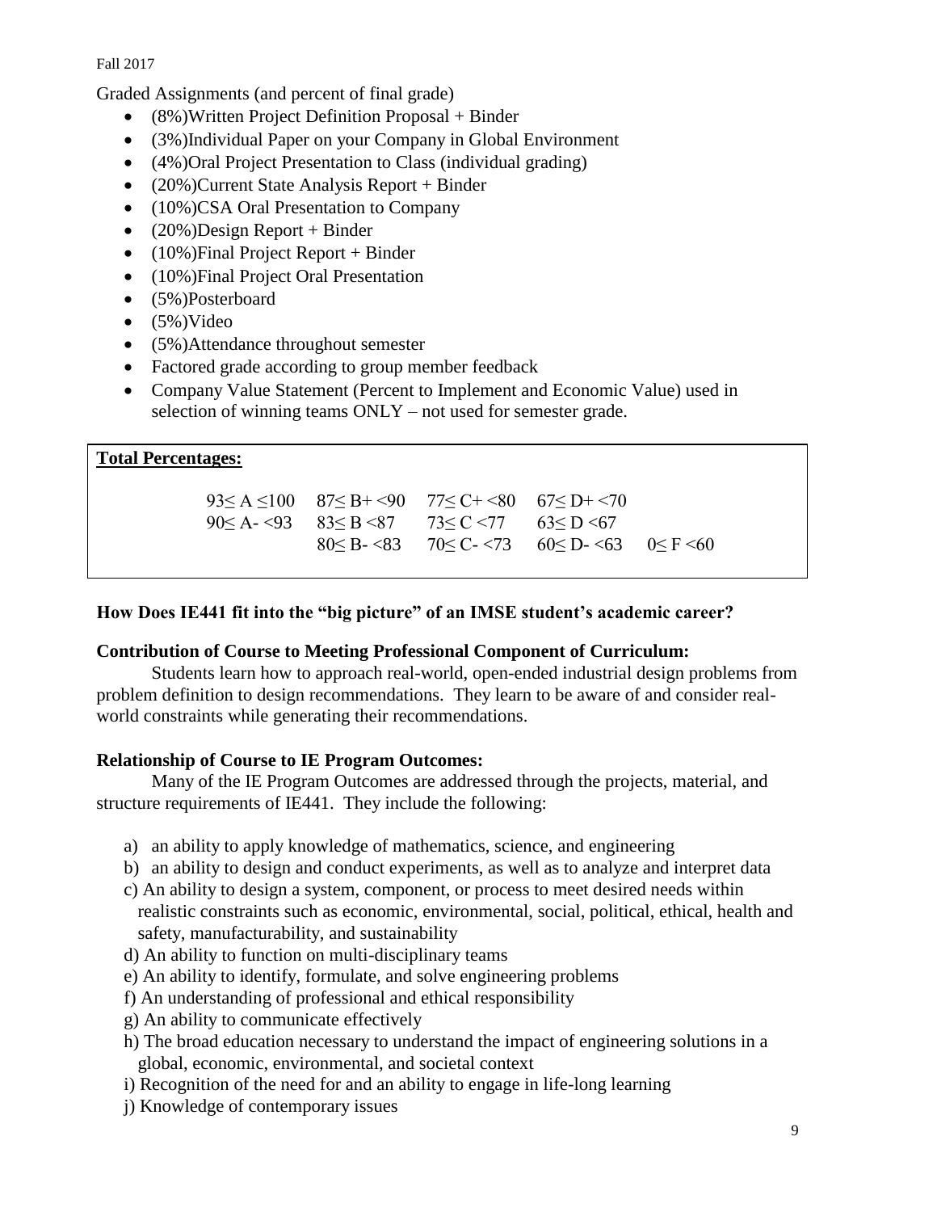Graded Assignments (and percent of final grade)

- (8%)Written Project Definition Proposal + Binder
- (3%)Individual Paper on your Company in Global Environment
- (4%)Oral Project Presentation to Class (individual grading)
- (20%)Current State Analysis Report + Binder
- (10%)CSA Oral Presentation to Company
- (20%)Design Report + Binder
- (10%)Final Project Report + Binder
- (10%)Final Project Oral Presentation
- (5%)Posterboard
- (5%)Video
- (5%)Attendance throughout semester
- Factored grade according to group member feedback
- Company Value Statement (Percent to Implement and Economic Value) used in selection of winning teams ONLY – not used for semester grade.

**Total Percentages:**

| | | | | |
|---|---|---|---|---|
| 93≤ A ≤100 | 87≤ B+ <90 | 77≤ C+ <80 | 67≤ D+ <70 | |
| 90≤ A- <93 | 83≤ B <87 | 73≤ C <77 | 63≤ D <67 | |
| | 80≤ B- <83 | 70≤ C- <73 | 60≤ D- <63 | 0≤ F <60 |

### How Does IE441 fit into the "big picture" of an IMSE student's academic career?

### Contribution of Course to Meeting Professional Component of Curriculum:

Students learn how to approach real-world, open-ended industrial design problems from problem definition to design recommendations. They learn to be aware of and consider real-world constraints while generating their recommendations.

### Relationship of Course to IE Program Outcomes:

Many of the IE Program Outcomes are addressed through the projects, material, and structure requirements of IE441. They include the following:

a) an ability to apply knowledge of mathematics, science, and engineering
b) an ability to design and conduct experiments, as well as to analyze and interpret data
c) An ability to design a system, component, or process to meet desired needs within realistic constraints such as economic, environmental, social, political, ethical, health and safety, manufacturability, and sustainability
d) An ability to function on multi-disciplinary teams
e) An ability to identify, formulate, and solve engineering problems
f) An understanding of professional and ethical responsibility
g) An ability to communicate effectively
h) The broad education necessary to understand the impact of engineering solutions in a global, economic, environmental, and societal context
i) Recognition of the need for and an ability to engage in life-long learning
j) Knowledge of contemporary issues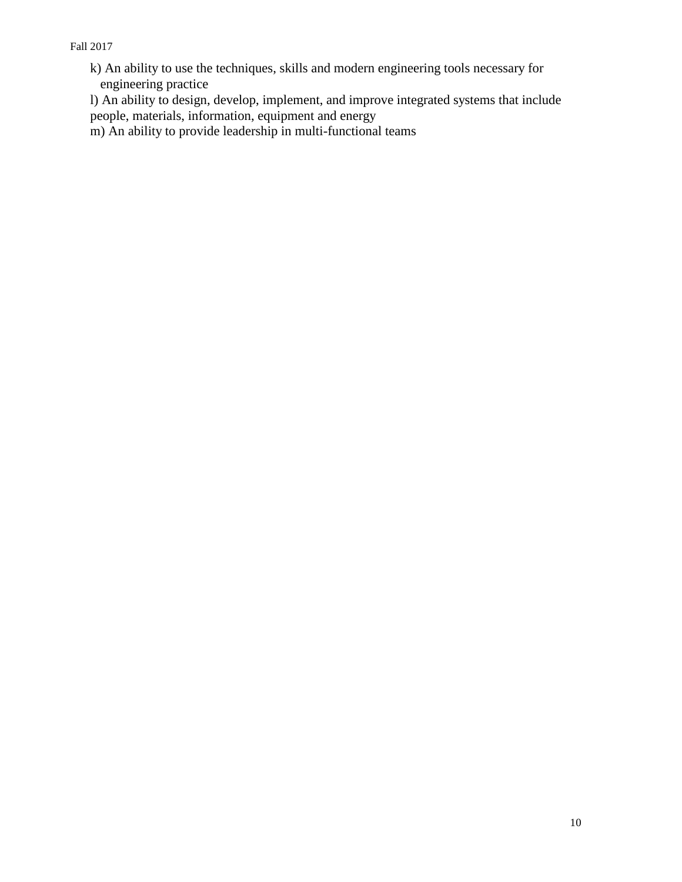k) An ability to use the techniques, skills and modern engineering tools necessary for engineering practice

l) An ability to design, develop, implement, and improve integrated systems that include people, materials, information, equipment and energy

m) An ability to provide leadership in multi-functional teams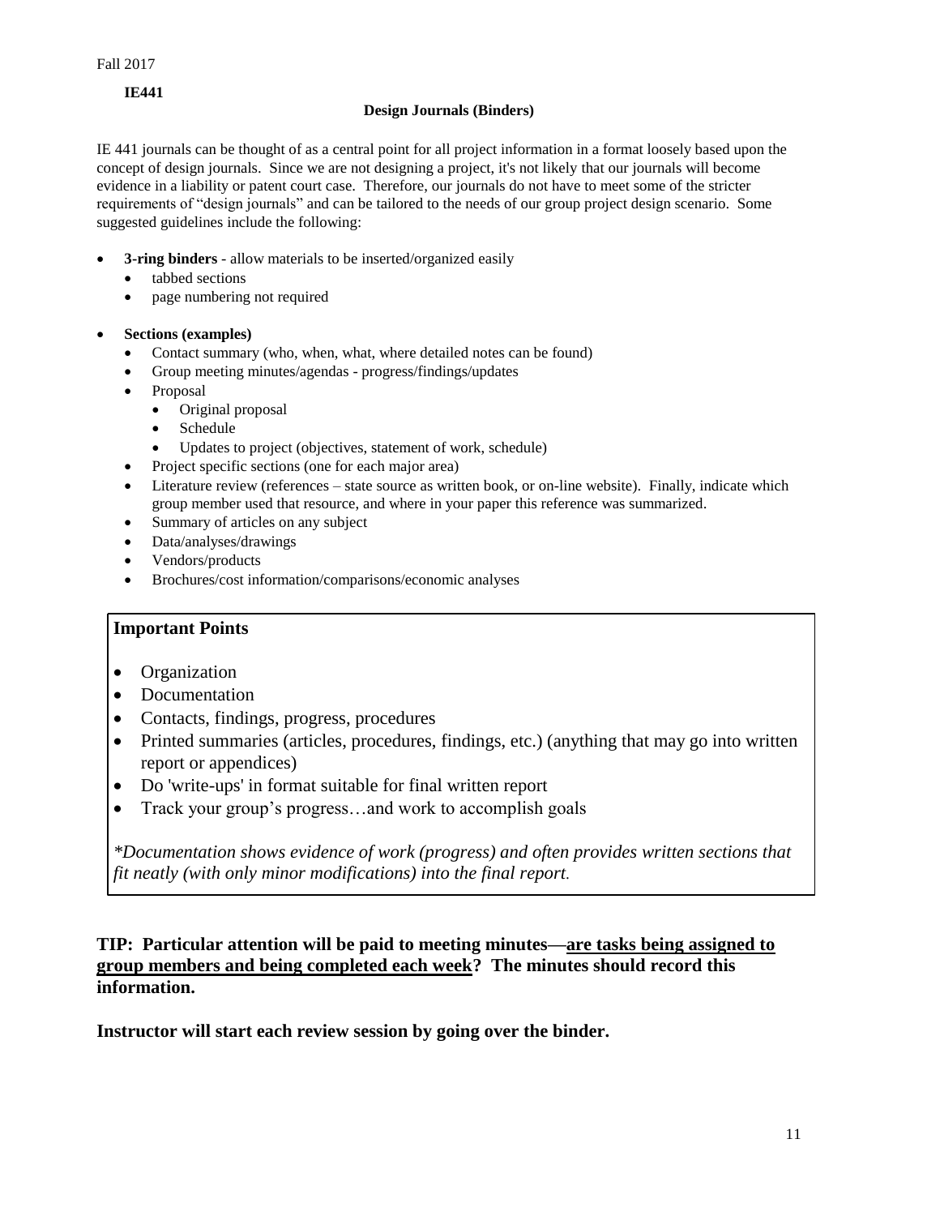Fall 2017

**IE441**

## Design Journals (Binders)

IE 441 journals can be thought of as a central point for all project information in a format loosely based upon the concept of design journals. Since we are not designing a project, it's not likely that our journals will become evidence in a liability or patent court case. Therefore, our journals do not have to meet some of the stricter requirements of "design journals" and can be tailored to the needs of our group project design scenario. Some suggested guidelines include the following:

- **3-ring binders** - allow materials to be inserted/organized easily
  - tabbed sections
  - page numbering not required
- **Sections (examples)**
  - Contact summary (who, when, what, where detailed notes can be found)
  - Group meeting minutes/agendas - progress/findings/updates
  - Proposal
    - Original proposal
    - Schedule
    - Updates to project (objectives, statement of work, schedule)
  - Project specific sections (one for each major area)
  - Literature review (references – state source as written book, or on-line website). Finally, indicate which group member used that resource, and where in your paper this reference was summarized.
  - Summary of articles on any subject
  - Data/analyses/drawings
  - Vendors/products
  - Brochures/cost information/comparisons/economic analyses

### Important Points

- Organization
- Documentation
- Contacts, findings, progress, procedures
- Printed summaries (articles, procedures, findings, etc.) (anything that may go into written report or appendices)
- Do 'write-ups' in format suitable for final written report
- Track your group's progress…and work to accomplish goals

*\*Documentation shows evidence of work (progress) and often provides written sections that fit neatly (with only minor modifications) into the final report.*

**TIP: Particular attention will be paid to meeting minutes—are tasks being assigned to group members and being completed each week? The minutes should record this information.**

**Instructor will start each review session by going over the binder.**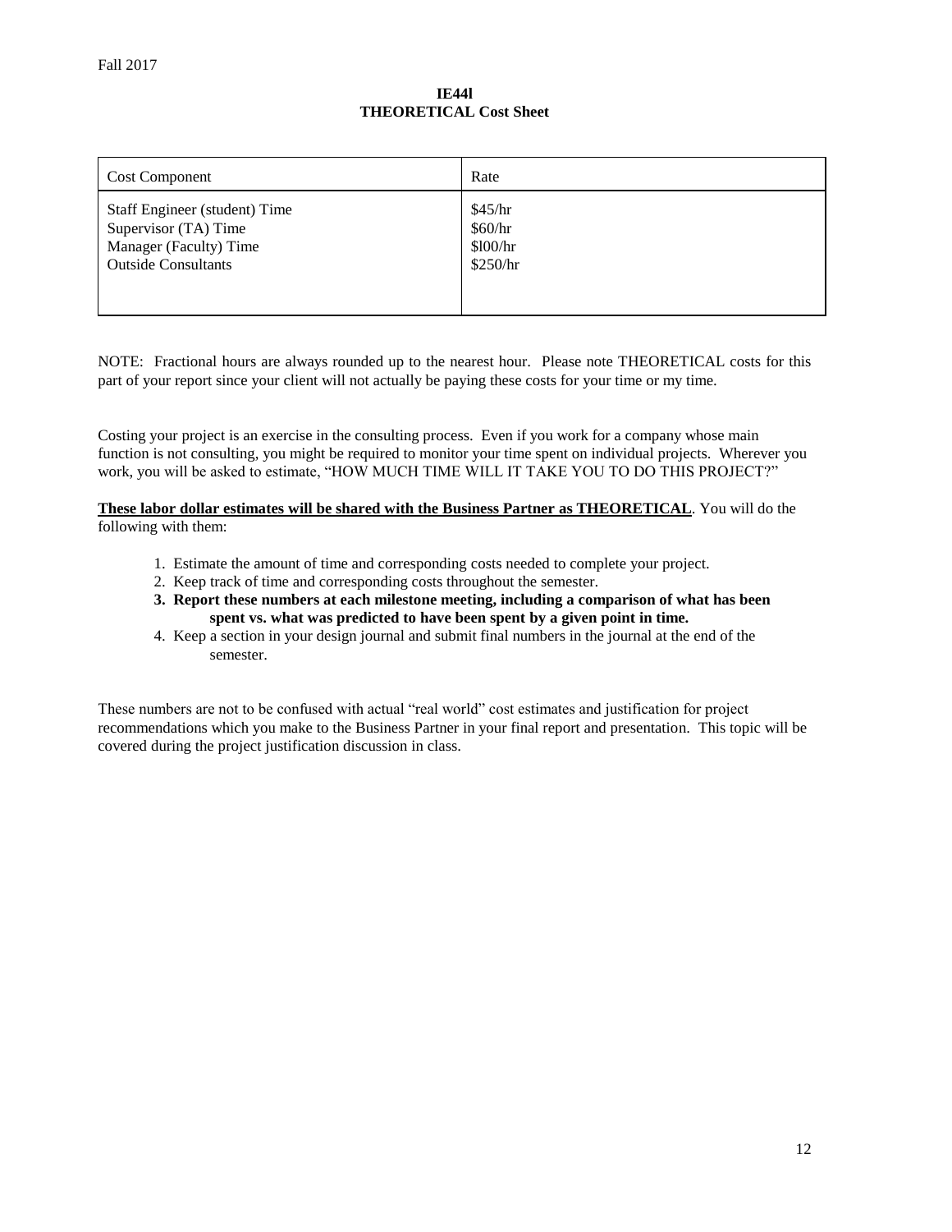Fall 2017

**IE44l**
**THEORETICAL Cost Sheet**

| Cost Component | Rate |
|---|---|
| Staff Engineer (student) Time | \$45/hr |
| Supervisor (TA) Time | \$60/hr |
| Manager (Faculty) Time | \$l00/hr |
| Outside Consultants | \$250/hr |

NOTE: Fractional hours are always rounded up to the nearest hour. Please note THEORETICAL costs for this part of your report since your client will not actually be paying these costs for your time or my time.

Costing your project is an exercise in the consulting process. Even if you work for a company whose main function is not consulting, you might be required to monitor your time spent on individual projects. Wherever you work, you will be asked to estimate, "HOW MUCH TIME WILL IT TAKE YOU TO DO THIS PROJECT?"

**<u>These labor dollar estimates will be shared with the Business Partner as THEORETICAL</u>**. You will do the following with them:

1. Estimate the amount of time and corresponding costs needed to complete your project.
2. Keep track of time and corresponding costs throughout the semester.
3. **Report these numbers at each milestone meeting, including a comparison of what has been spent vs. what was predicted to have been spent by a given point in time.**
4. Keep a section in your design journal and submit final numbers in the journal at the end of the semester.

These numbers are not to be confused with actual "real world" cost estimates and justification for project recommendations which you make to the Business Partner in your final report and presentation. This topic will be covered during the project justification discussion in class.